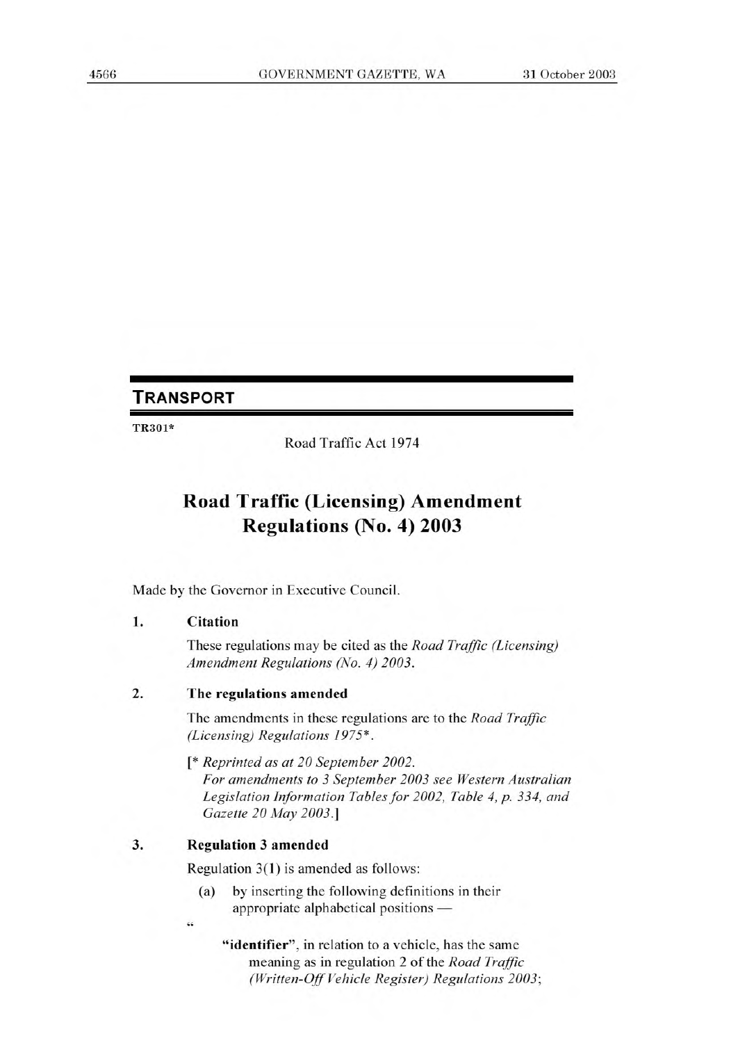## TRANSPORT

**TR301***

Road Traffic Act 1974

# Road Traffic (Licensing) Amendment Regulations (No. 4) 2003

Made by the Governor in Executive Council.

**1. Citation**

These regulations may be cited as the *Road Traffic (Licensing) Amendment Regulations (No. 4) 2003*.

**2. The regulations amended**

The amendments in these regulations are to the *Road Traffic (Licensing) Regulations 1975**.

[* *Reprinted as at 20 September 2002.*
*For amendments to 3 September 2003 see Western Australian Legislation Information Tables for 2002, Table 4, p. 334, and Gazette 20 May 2003.*]

**3. Regulation 3 amended**

Regulation 3(1) is amended as follows:

(a) by inserting the following definitions in their appropriate alphabetical positions —

"

**"identifier"**, in relation to a vehicle, has the same meaning as in regulation 2 of the *Road Traffic (Written-Off Vehicle Register) Regulations 2003*;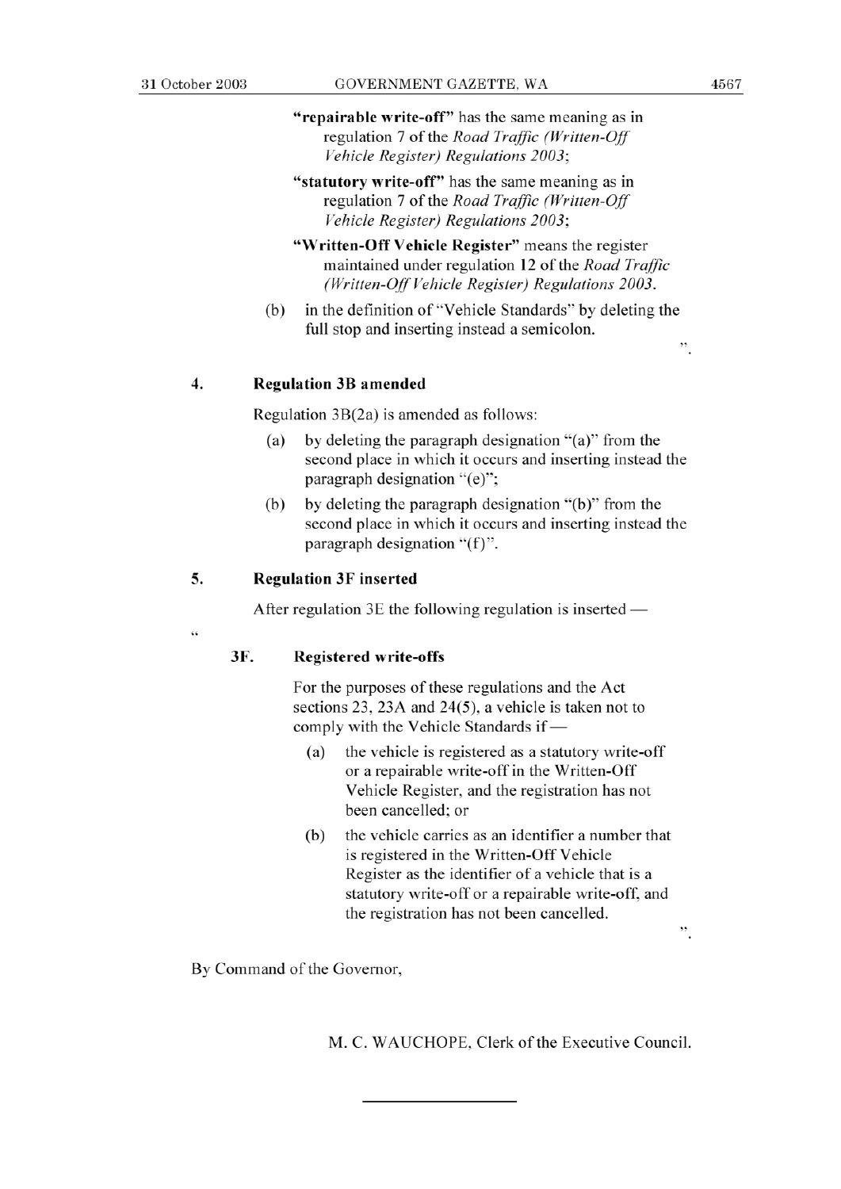**"repairable write-off"** has the same meaning as in regulation 7 of the *Road Traffic (Written-Off Vehicle Register) Regulations 2003*;

**"statutory write-off"** has the same meaning as in regulation 7 of the *Road Traffic (Written-Off Vehicle Register) Regulations 2003*;

**"Written-Off Vehicle Register"** means the register maintained under regulation 12 of the *Road Traffic (Written-Off Vehicle Register) Regulations 2003*.

(b) in the definition of "Vehicle Standards" by deleting the full stop and inserting instead a semicolon.

".

**4. Regulation 3B amended**

Regulation 3B(2a) is amended as follows:

(a) by deleting the paragraph designation "(a)" from the second place in which it occurs and inserting instead the paragraph designation "(e)";

(b) by deleting the paragraph designation "(b)" from the second place in which it occurs and inserting instead the paragraph designation "(f)".

**5. Regulation 3F inserted**

After regulation 3E the following regulation is inserted —

"

**3F. Registered write-offs**

For the purposes of these regulations and the Act sections 23, 23A and 24(5), a vehicle is taken not to comply with the Vehicle Standards if —

(a) the vehicle is registered as a statutory write-off or a repairable write-off in the Written-Off Vehicle Register, and the registration has not been cancelled; or

(b) the vehicle carries as an identifier a number that is registered in the Written-Off Vehicle Register as the identifier of a vehicle that is a statutory write-off or a repairable write-off, and the registration has not been cancelled.

".

By Command of the Governor,

M. C. WAUCHOPE, Clerk of the Executive Council.